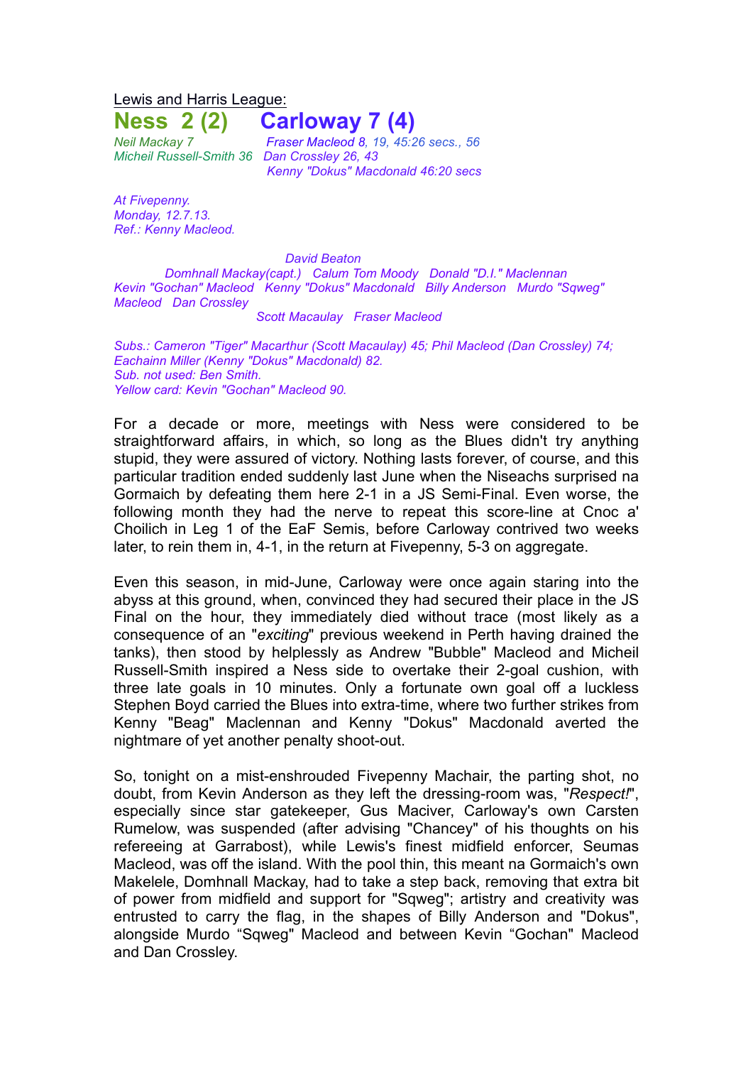Lewis and Harris League:

## Ness 2 (2) Carloway 7 (4)

*Neil Mackay 7*
*Micheil Russell-Smith 36*

*Fraser Macleod 8, 19, 45:26 secs., 56*
*Dan Crossley 26, 43*
*Kenny "Dokus" Macdonald 46:20 secs*

*At Fivepenny.*
*Monday, 12.7.13.*
*Ref.: Kenny Macleod.*

*David Beaton*
*Domhnall Mackay(capt.) Calum Tom Moody Donald "D.I." Maclennan*
*Kevin "Gochan" Macleod Kenny "Dokus" Macdonald Billy Anderson Murdo "Sqweg" Macleod Dan Crossley*
*Scott Macaulay Fraser Macleod*

*Subs.: Cameron "Tiger" Macarthur (Scott Macaulay) 45; Phil Macleod (Dan Crossley) 74; Eachainn Miller (Kenny "Dokus" Macdonald) 82.*
*Sub. not used: Ben Smith.*
*Yellow card: Kevin "Gochan" Macleod 90.*

For a decade or more, meetings with Ness were considered to be straightforward affairs, in which, so long as the Blues didn't try anything stupid, they were assured of victory. Nothing lasts forever, of course, and this particular tradition ended suddenly last June when the Niseachs surprised na Gormaich by defeating them here 2-1 in a JS Semi-Final. Even worse, the following month they had the nerve to repeat this score-line at Cnoc a' Choilich in Leg 1 of the EaF Semis, before Carloway contrived two weeks later, to rein them in, 4-1, in the return at Fivepenny, 5-3 on aggregate.

Even this season, in mid-June, Carloway were once again staring into the abyss at this ground, when, convinced they had secured their place in the JS Final on the hour, they immediately died without trace (most likely as a consequence of an "*exciting*" previous weekend in Perth having drained the tanks), then stood by helplessly as Andrew "Bubble" Macleod and Micheil Russell-Smith inspired a Ness side to overtake their 2-goal cushion, with three late goals in 10 minutes. Only a fortunate own goal off a luckless Stephen Boyd carried the Blues into extra-time, where two further strikes from Kenny "Beag" Maclennan and Kenny "Dokus" Macdonald averted the nightmare of yet another penalty shoot-out.

So, tonight on a mist-enshrouded Fivepenny Machair, the parting shot, no doubt, from Kevin Anderson as they left the dressing-room was, "*Respect!*", especially since star gatekeeper, Gus Maciver, Carloway's own Carsten Rumelow, was suspended (after advising "Chancey" of his thoughts on his refereeing at Garrabost), while Lewis's finest midfield enforcer, Seumas Macleod, was off the island. With the pool thin, this meant na Gormaich's own Makelele, Domhnall Mackay, had to take a step back, removing that extra bit of power from midfield and support for "Sqweg"; artistry and creativity was entrusted to carry the flag, in the shapes of Billy Anderson and "Dokus", alongside Murdo "Sqweg" Macleod and between Kevin "Gochan" Macleod and Dan Crossley.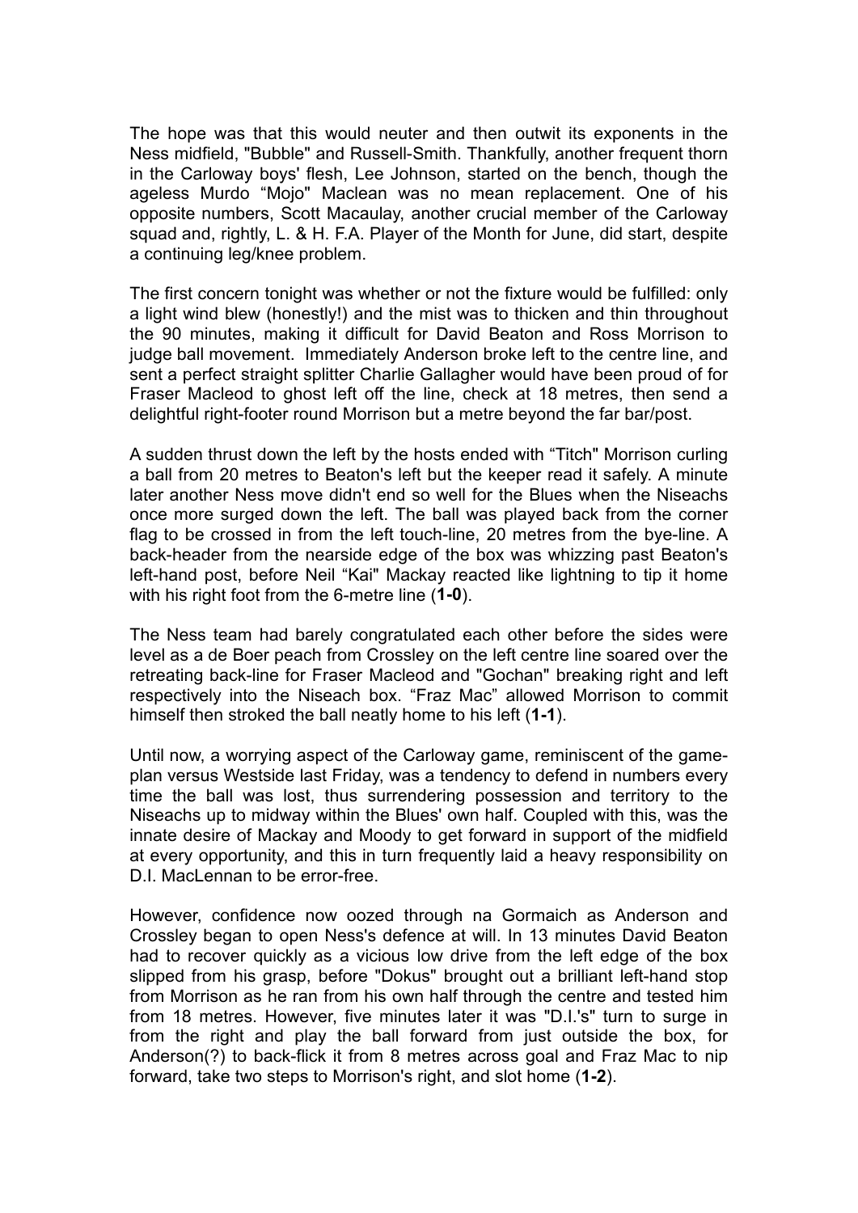The hope was that this would neuter and then outwit its exponents in the Ness midfield, "Bubble" and Russell-Smith. Thankfully, another frequent thorn in the Carloway boys' flesh, Lee Johnson, started on the bench, though the ageless Murdo “Mojo" Maclean was no mean replacement. One of his opposite numbers, Scott Macaulay, another crucial member of the Carloway squad and, rightly, L. & H. F.A. Player of the Month for June, did start, despite a continuing leg/knee problem.

The first concern tonight was whether or not the fixture would be fulfilled: only a light wind blew (honestly!) and the mist was to thicken and thin throughout the 90 minutes, making it difficult for David Beaton and Ross Morrison to judge ball movement. Immediately Anderson broke left to the centre line, and sent a perfect straight splitter Charlie Gallagher would have been proud of for Fraser Macleod to ghost left off the line, check at 18 metres, then send a delightful right-footer round Morrison but a metre beyond the far bar/post.

A sudden thrust down the left by the hosts ended with “Titch" Morrison curling a ball from 20 metres to Beaton's left but the keeper read it safely. A minute later another Ness move didn't end so well for the Blues when the Niseachs once more surged down the left. The ball was played back from the corner flag to be crossed in from the left touch-line, 20 metres from the bye-line. A back-header from the nearside edge of the box was whizzing past Beaton's left-hand post, before Neil “Kai" Mackay reacted like lightning to tip it home with his right foot from the 6-metre line (**1-0**).

The Ness team had barely congratulated each other before the sides were level as a de Boer peach from Crossley on the left centre line soared over the retreating back-line for Fraser Macleod and "Gochan" breaking right and left respectively into the Niseach box. “Fraz Mac” allowed Morrison to commit himself then stroked the ball neatly home to his left (**1-1**).

Until now, a worrying aspect of the Carloway game, reminiscent of the game-plan versus Westside last Friday, was a tendency to defend in numbers every time the ball was lost, thus surrendering possession and territory to the Niseachs up to midway within the Blues' own half. Coupled with this, was the innate desire of Mackay and Moody to get forward in support of the midfield at every opportunity, and this in turn frequently laid a heavy responsibility on D.I. MacLennan to be error-free.

However, confidence now oozed through na Gormaich as Anderson and Crossley began to open Ness's defence at will. In 13 minutes David Beaton had to recover quickly as a vicious low drive from the left edge of the box slipped from his grasp, before "Dokus" brought out a brilliant left-hand stop from Morrison as he ran from his own half through the centre and tested him from 18 metres. However, five minutes later it was "D.I.'s" turn to surge in from the right and play the ball forward from just outside the box, for Anderson(?) to back-flick it from 8 metres across goal and Fraz Mac to nip forward, take two steps to Morrison's right, and slot home (**1-2**).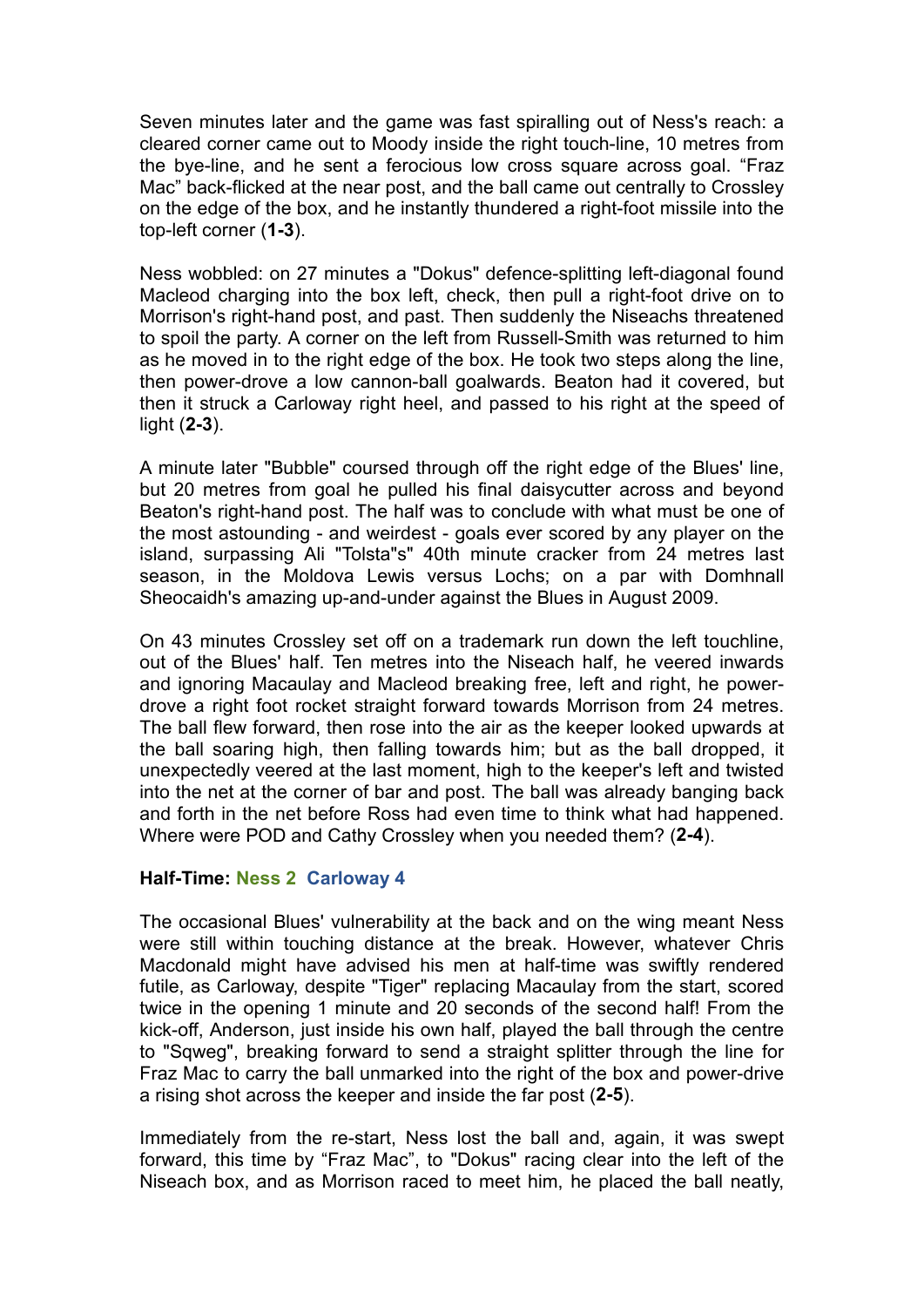Seven minutes later and the game was fast spiralling out of Ness's reach: a cleared corner came out to Moody inside the right touch-line, 10 metres from the bye-line, and he sent a ferocious low cross square across goal. “Fraz Mac” back-flicked at the near post, and the ball came out centrally to Crossley on the edge of the box, and he instantly thundered a right-foot missile into the top-left corner (**1-3**).

Ness wobbled: on 27 minutes a "Dokus" defence-splitting left-diagonal found Macleod charging into the box left, check, then pull a right-foot drive on to Morrison's right-hand post, and past. Then suddenly the Niseachs threatened to spoil the party. A corner on the left from Russell-Smith was returned to him as he moved in to the right edge of the box. He took two steps along the line, then power-drove a low cannon-ball goalwards. Beaton had it covered, but then it struck a Carloway right heel, and passed to his right at the speed of light (**2-3**).

A minute later "Bubble" coursed through off the right edge of the Blues' line, but 20 metres from goal he pulled his final daisycutter across and beyond Beaton's right-hand post. The half was to conclude with what must be one of the most astounding - and weirdest - goals ever scored by any player on the island, surpassing Ali "Tolsta"s" 40th minute cracker from 24 metres last season, in the Moldova Lewis versus Lochs; on a par with Domhnall Sheocaidh's amazing up-and-under against the Blues in August 2009.

On 43 minutes Crossley set off on a trademark run down the left touchline, out of the Blues' half. Ten metres into the Niseach half, he veered inwards and ignoring Macaulay and Macleod breaking free, left and right, he power-drove a right foot rocket straight forward towards Morrison from 24 metres. The ball flew forward, then rose into the air as the keeper looked upwards at the ball soaring high, then falling towards him; but as the ball dropped, it unexpectedly veered at the last moment, high to the keeper's left and twisted into the net at the corner of bar and post. The ball was already banging back and forth in the net before Ross had even time to think what had happened. Where were POD and Cathy Crossley when you needed them? (**2-4**).

**Half-Time: Ness 2 Carloway 4**

The occasional Blues' vulnerability at the back and on the wing meant Ness were still within touching distance at the break. However, whatever Chris Macdonald might have advised his men at half-time was swiftly rendered futile, as Carloway, despite "Tiger" replacing Macaulay from the start, scored twice in the opening 1 minute and 20 seconds of the second half! From the kick-off, Anderson, just inside his own half, played the ball through the centre to "Sqweg", breaking forward to send a straight splitter through the line for Fraz Mac to carry the ball unmarked into the right of the box and power-drive a rising shot across the keeper and inside the far post (**2-5**).

Immediately from the re-start, Ness lost the ball and, again, it was swept forward, this time by “Fraz Mac”, to "Dokus" racing clear into the left of the Niseach box, and as Morrison raced to meet him, he placed the ball neatly,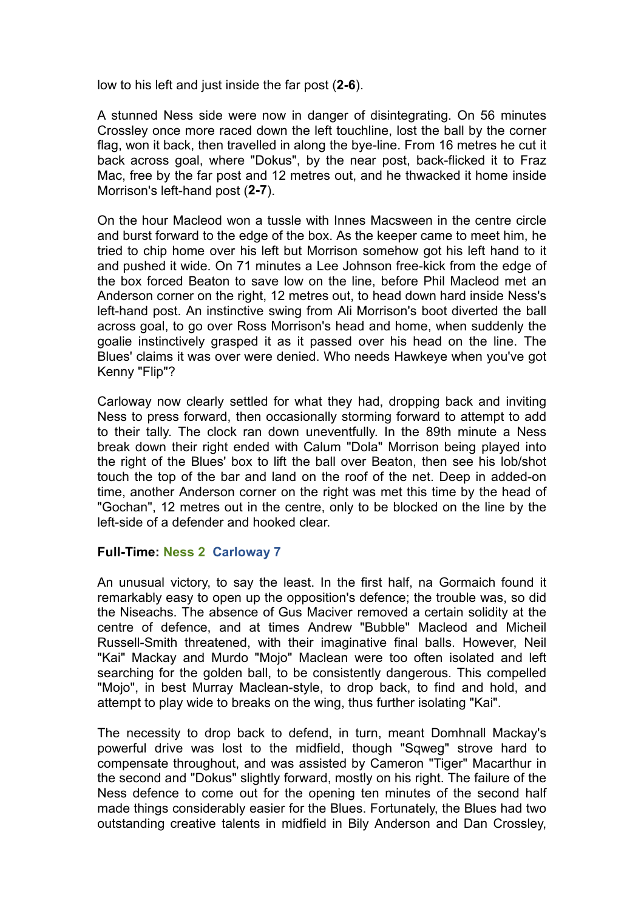low to his left and just inside the far post (**2-6**).

A stunned Ness side were now in danger of disintegrating. On 56 minutes Crossley once more raced down the left touchline, lost the ball by the corner flag, won it back, then travelled in along the bye-line. From 16 metres he cut it back across goal, where "Dokus", by the near post, back-flicked it to Fraz Mac, free by the far post and 12 metres out, and he thwacked it home inside Morrison's left-hand post (**2-7**).

On the hour Macleod won a tussle with Innes Macsween in the centre circle and burst forward to the edge of the box. As the keeper came to meet him, he tried to chip home over his left but Morrison somehow got his left hand to it and pushed it wide. On 71 minutes a Lee Johnson free-kick from the edge of the box forced Beaton to save low on the line, before Phil Macleod met an Anderson corner on the right, 12 metres out, to head down hard inside Ness's left-hand post. An instinctive swing from Ali Morrison's boot diverted the ball across goal, to go over Ross Morrison's head and home, when suddenly the goalie instinctively grasped it as it passed over his head on the line. The Blues' claims it was over were denied. Who needs Hawkeye when you've got Kenny "Flip"?

Carloway now clearly settled for what they had, dropping back and inviting Ness to press forward, then occasionally storming forward to attempt to add to their tally. The clock ran down uneventfully. In the 89th minute a Ness break down their right ended with Calum "Dola" Morrison being played into the right of the Blues' box to lift the ball over Beaton, then see his lob/shot touch the top of the bar and land on the roof of the net. Deep in added-on time, another Anderson corner on the right was met this time by the head of "Gochan", 12 metres out in the centre, only to be blocked on the line by the left-side of a defender and hooked clear.

**Full-Time: Ness 2 Carloway 7**

An unusual victory, to say the least. In the first half, na Gormaich found it remarkably easy to open up the opposition's defence; the trouble was, so did the Niseachs. The absence of Gus Maciver removed a certain solidity at the centre of defence, and at times Andrew "Bubble" Macleod and Micheil Russell-Smith threatened, with their imaginative final balls. However, Neil "Kai" Mackay and Murdo "Mojo" Maclean were too often isolated and left searching for the golden ball, to be consistently dangerous. This compelled "Mojo", in best Murray Maclean-style, to drop back, to find and hold, and attempt to play wide to breaks on the wing, thus further isolating "Kai".

The necessity to drop back to defend, in turn, meant Domhnall Mackay's powerful drive was lost to the midfield, though "Sqweg" strove hard to compensate throughout, and was assisted by Cameron "Tiger" Macarthur in the second and "Dokus" slightly forward, mostly on his right. The failure of the Ness defence to come out for the opening ten minutes of the second half made things considerably easier for the Blues. Fortunately, the Blues had two outstanding creative talents in midfield in Bily Anderson and Dan Crossley,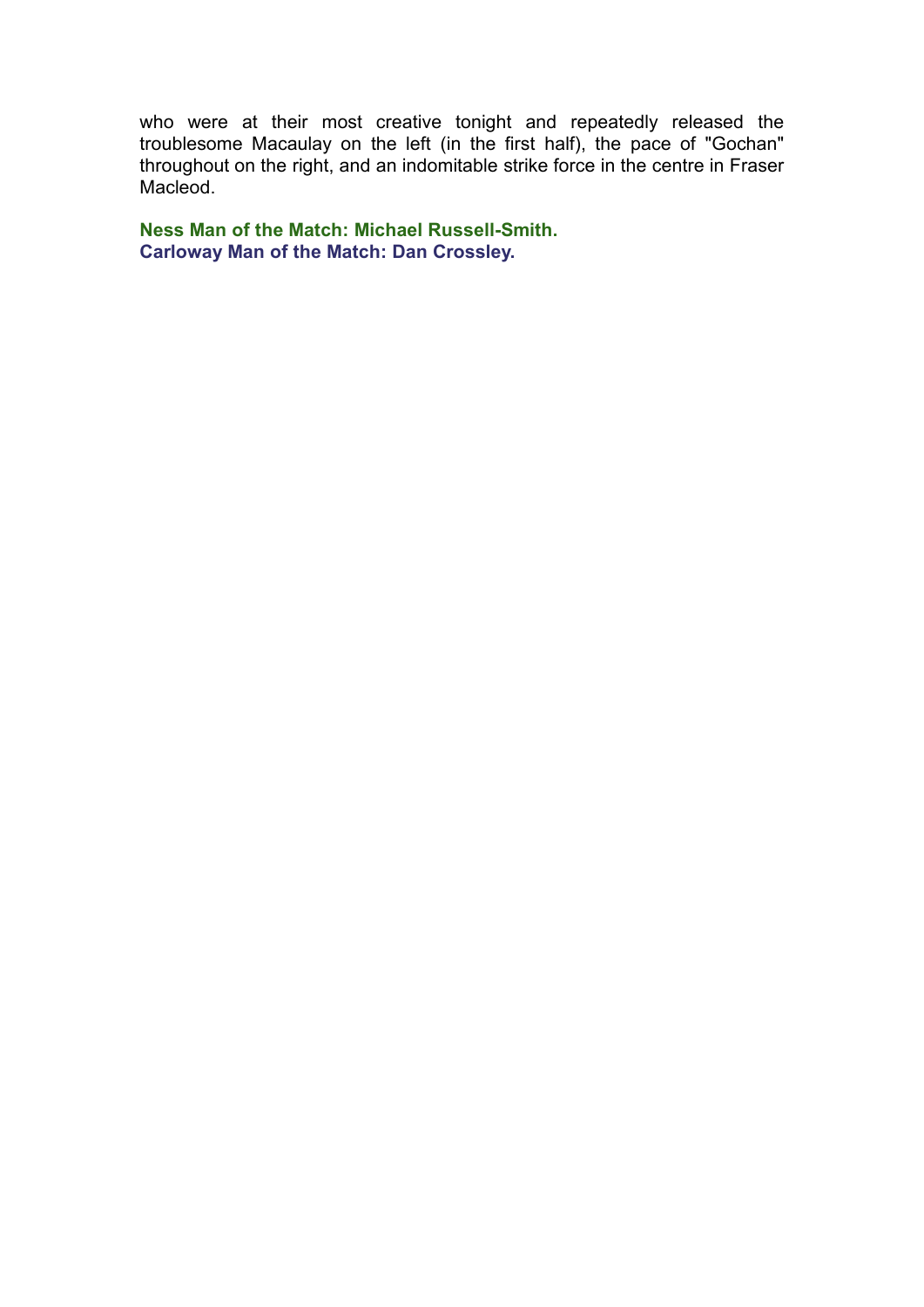who were at their most creative tonight and repeatedly released the troublesome Macaulay on the left (in the first half), the pace of "Gochan" throughout on the right, and an indomitable strike force in the centre in Fraser Macleod.

**Ness Man of the Match: Michael Russell-Smith.**
**Carloway Man of the Match: Dan Crossley.**